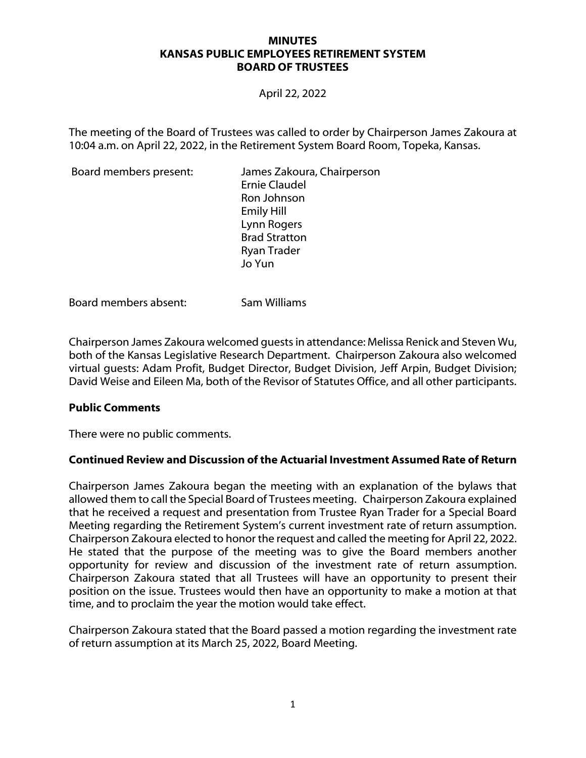**MINUTES**
**KANSAS PUBLIC EMPLOYEES RETIREMENT SYSTEM**
**BOARD OF TRUSTEES**

April 22, 2022

The meeting of the Board of Trustees was called to order by Chairperson James Zakoura at 10:04 a.m. on April 22, 2022, in the Retirement System Board Room, Topeka, Kansas.

| | |
|---|---|
| Board members present: | James Zakoura, Chairperson |
| | Ernie Claudel |
| | Ron Johnson |
| | Emily Hill |
| | Lynn Rogers |
| | Brad Stratton |
| | Ryan Trader |
| | Jo Yun |
| Board members absent: | Sam Williams |

Chairperson James Zakoura welcomed guests in attendance: Melissa Renick and Steven Wu, both of the Kansas Legislative Research Department. Chairperson Zakoura also welcomed virtual guests: Adam Profit, Budget Director, Budget Division, Jeff Arpin, Budget Division; David Weise and Eileen Ma, both of the Revisor of Statutes Office, and all other participants.

**Public Comments**

There were no public comments.

**Continued Review and Discussion of the Actuarial Investment Assumed Rate of Return**

Chairperson James Zakoura began the meeting with an explanation of the bylaws that allowed them to call the Special Board of Trustees meeting. Chairperson Zakoura explained that he received a request and presentation from Trustee Ryan Trader for a Special Board Meeting regarding the Retirement System's current investment rate of return assumption. Chairperson Zakoura elected to honor the request and called the meeting for April 22, 2022. He stated that the purpose of the meeting was to give the Board members another opportunity for review and discussion of the investment rate of return assumption. Chairperson Zakoura stated that all Trustees will have an opportunity to present their position on the issue. Trustees would then have an opportunity to make a motion at that time, and to proclaim the year the motion would take effect.

Chairperson Zakoura stated that the Board passed a motion regarding the investment rate of return assumption at its March 25, 2022, Board Meeting.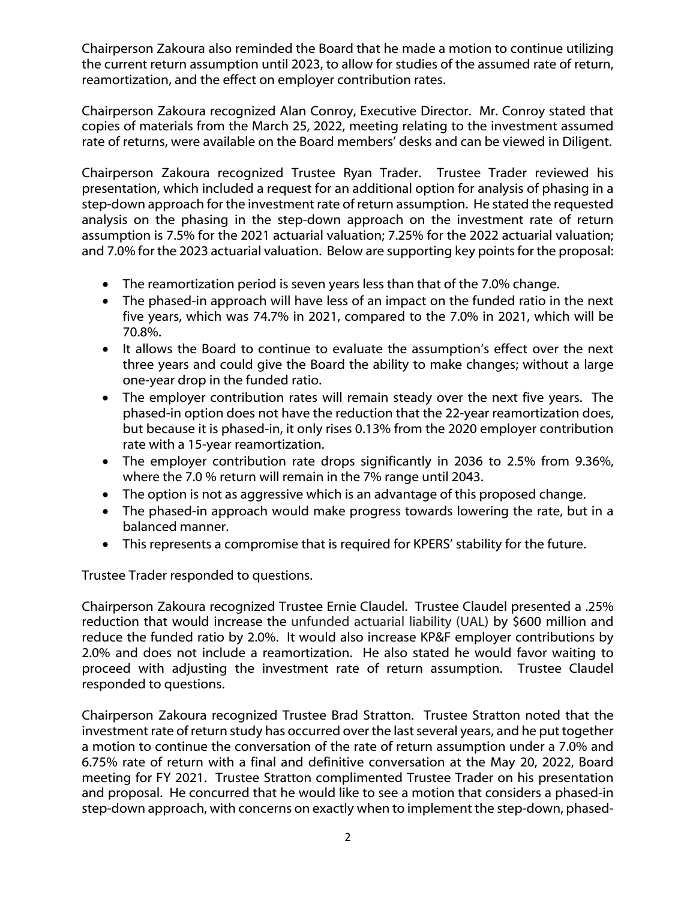Chairperson Zakoura also reminded the Board that he made a motion to continue utilizing the current return assumption until 2023, to allow for studies of the assumed rate of return, reamortization, and the effect on employer contribution rates.

Chairperson Zakoura recognized Alan Conroy, Executive Director. Mr. Conroy stated that copies of materials from the March 25, 2022, meeting relating to the investment assumed rate of returns, were available on the Board members' desks and can be viewed in Diligent.

Chairperson Zakoura recognized Trustee Ryan Trader. Trustee Trader reviewed his presentation, which included a request for an additional option for analysis of phasing in a step-down approach for the investment rate of return assumption. He stated the requested analysis on the phasing in the step-down approach on the investment rate of return assumption is 7.5% for the 2021 actuarial valuation; 7.25% for the 2022 actuarial valuation; and 7.0% for the 2023 actuarial valuation. Below are supporting key points for the proposal:

- The reamortization period is seven years less than that of the 7.0% change.
- The phased-in approach will have less of an impact on the funded ratio in the next five years, which was 74.7% in 2021, compared to the 7.0% in 2021, which will be 70.8%.
- It allows the Board to continue to evaluate the assumption's effect over the next three years and could give the Board the ability to make changes; without a large one-year drop in the funded ratio.
- The employer contribution rates will remain steady over the next five years. The phased-in option does not have the reduction that the 22-year reamortization does, but because it is phased-in, it only rises 0.13% from the 2020 employer contribution rate with a 15-year reamortization.
- The employer contribution rate drops significantly in 2036 to 2.5% from 9.36%, where the 7.0 % return will remain in the 7% range until 2043.
- The option is not as aggressive which is an advantage of this proposed change.
- The phased-in approach would make progress towards lowering the rate, but in a balanced manner.
- This represents a compromise that is required for KPERS' stability for the future.

Trustee Trader responded to questions.

Chairperson Zakoura recognized Trustee Ernie Claudel. Trustee Claudel presented a .25% reduction that would increase the unfunded actuarial liability (UAL) by $600 million and reduce the funded ratio by 2.0%. It would also increase KP&F employer contributions by 2.0% and does not include a reamortization. He also stated he would favor waiting to proceed with adjusting the investment rate of return assumption. Trustee Claudel responded to questions.

Chairperson Zakoura recognized Trustee Brad Stratton. Trustee Stratton noted that the investment rate of return study has occurred over the last several years, and he put together a motion to continue the conversation of the rate of return assumption under a 7.0% and 6.75% rate of return with a final and definitive conversation at the May 20, 2022, Board meeting for FY 2021. Trustee Stratton complimented Trustee Trader on his presentation and proposal. He concurred that he would like to see a motion that considers a phased-in step-down approach, with concerns on exactly when to implement the step-down, phased-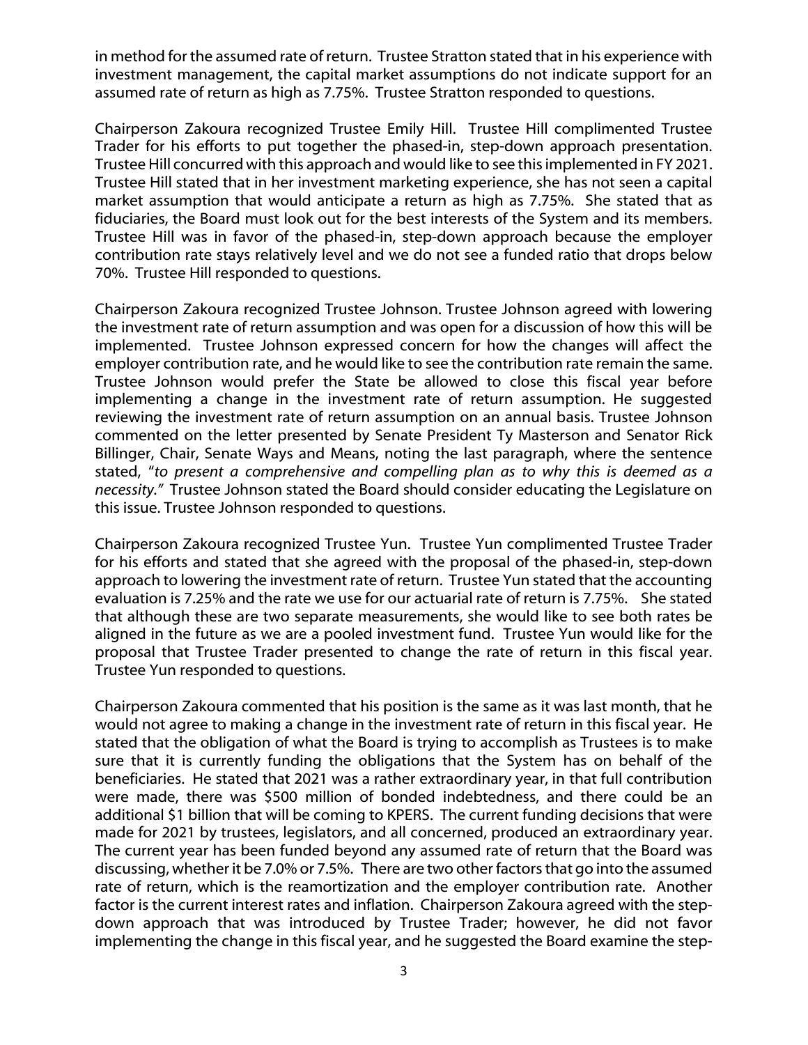in method for the assumed rate of return. Trustee Stratton stated that in his experience with investment management, the capital market assumptions do not indicate support for an assumed rate of return as high as 7.75%. Trustee Stratton responded to questions.

Chairperson Zakoura recognized Trustee Emily Hill. Trustee Hill complimented Trustee Trader for his efforts to put together the phased-in, step-down approach presentation. Trustee Hill concurred with this approach and would like to see this implemented in FY 2021. Trustee Hill stated that in her investment marketing experience, she has not seen a capital market assumption that would anticipate a return as high as 7.75%. She stated that as fiduciaries, the Board must look out for the best interests of the System and its members. Trustee Hill was in favor of the phased-in, step-down approach because the employer contribution rate stays relatively level and we do not see a funded ratio that drops below 70%. Trustee Hill responded to questions.

Chairperson Zakoura recognized Trustee Johnson. Trustee Johnson agreed with lowering the investment rate of return assumption and was open for a discussion of how this will be implemented. Trustee Johnson expressed concern for how the changes will affect the employer contribution rate, and he would like to see the contribution rate remain the same. Trustee Johnson would prefer the State be allowed to close this fiscal year before implementing a change in the investment rate of return assumption. He suggested reviewing the investment rate of return assumption on an annual basis. Trustee Johnson commented on the letter presented by Senate President Ty Masterson and Senator Rick Billinger, Chair, Senate Ways and Means, noting the last paragraph, where the sentence stated, "*to present a comprehensive and compelling plan as to why this is deemed as a necessity.*" Trustee Johnson stated the Board should consider educating the Legislature on this issue. Trustee Johnson responded to questions.

Chairperson Zakoura recognized Trustee Yun. Trustee Yun complimented Trustee Trader for his efforts and stated that she agreed with the proposal of the phased-in, step-down approach to lowering the investment rate of return. Trustee Yun stated that the accounting evaluation is 7.25% and the rate we use for our actuarial rate of return is 7.75%. She stated that although these are two separate measurements, she would like to see both rates be aligned in the future as we are a pooled investment fund. Trustee Yun would like for the proposal that Trustee Trader presented to change the rate of return in this fiscal year. Trustee Yun responded to questions.

Chairperson Zakoura commented that his position is the same as it was last month, that he would not agree to making a change in the investment rate of return in this fiscal year. He stated that the obligation of what the Board is trying to accomplish as Trustees is to make sure that it is currently funding the obligations that the System has on behalf of the beneficiaries. He stated that 2021 was a rather extraordinary year, in that full contribution were made, there was $500 million of bonded indebtedness, and there could be an additional $1 billion that will be coming to KPERS. The current funding decisions that were made for 2021 by trustees, legislators, and all concerned, produced an extraordinary year. The current year has been funded beyond any assumed rate of return that the Board was discussing, whether it be 7.0% or 7.5%. There are two other factors that go into the assumed rate of return, which is the reamortization and the employer contribution rate. Another factor is the current interest rates and inflation. Chairperson Zakoura agreed with the step-down approach that was introduced by Trustee Trader; however, he did not favor implementing the change in this fiscal year, and he suggested the Board examine the step-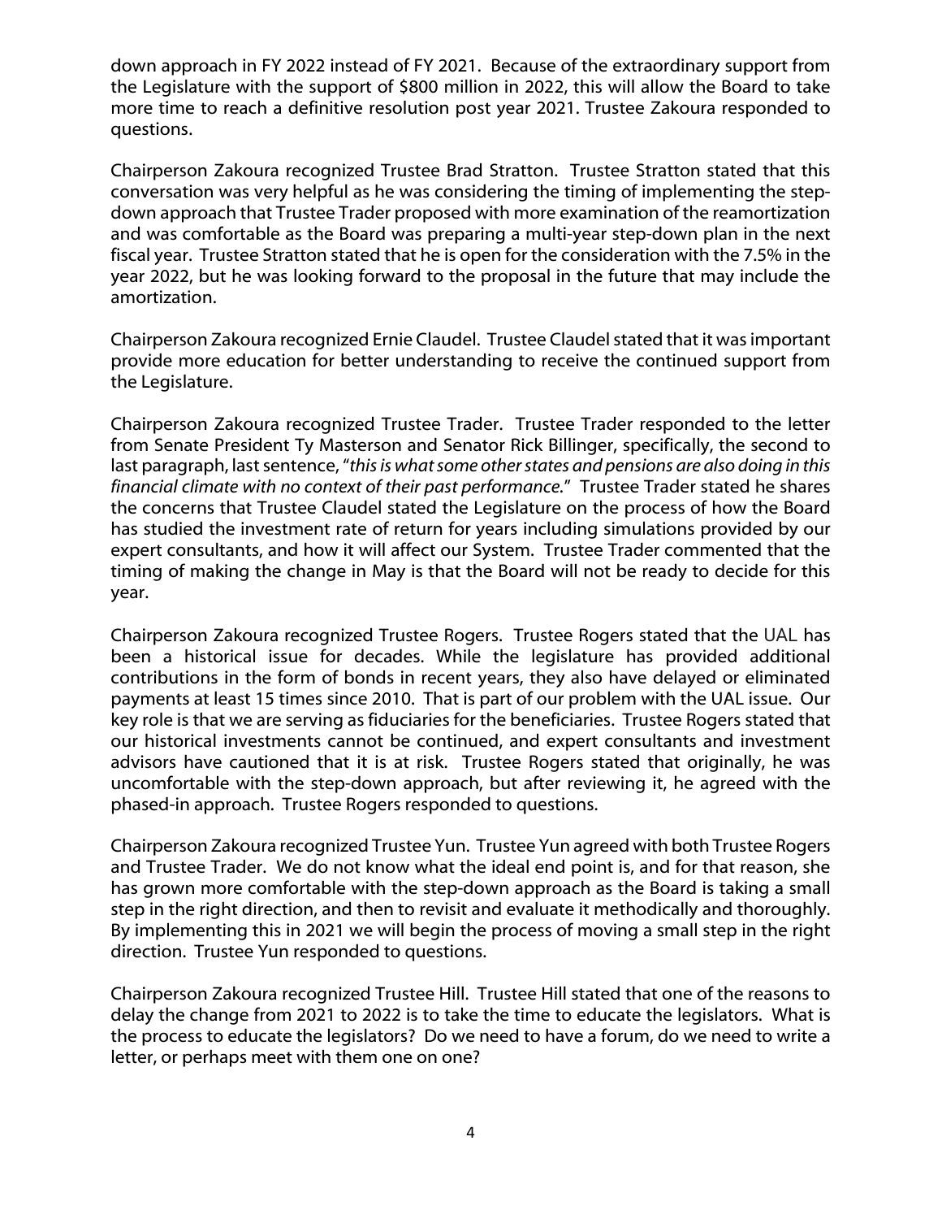down approach in FY 2022 instead of FY 2021. Because of the extraordinary support from the Legislature with the support of $800 million in 2022, this will allow the Board to take more time to reach a definitive resolution post year 2021. Trustee Zakoura responded to questions.

Chairperson Zakoura recognized Trustee Brad Stratton. Trustee Stratton stated that this conversation was very helpful as he was considering the timing of implementing the step-down approach that Trustee Trader proposed with more examination of the reamortization and was comfortable as the Board was preparing a multi-year step-down plan in the next fiscal year. Trustee Stratton stated that he is open for the consideration with the 7.5% in the year 2022, but he was looking forward to the proposal in the future that may include the amortization.

Chairperson Zakoura recognized Ernie Claudel. Trustee Claudel stated that it was important provide more education for better understanding to receive the continued support from the Legislature.

Chairperson Zakoura recognized Trustee Trader. Trustee Trader responded to the letter from Senate President Ty Masterson and Senator Rick Billinger, specifically, the second to last paragraph, last sentence, "*this is what some other states and pensions are also doing in this financial climate with no context of their past performance.*" Trustee Trader stated he shares the concerns that Trustee Claudel stated the Legislature on the process of how the Board has studied the investment rate of return for years including simulations provided by our expert consultants, and how it will affect our System. Trustee Trader commented that the timing of making the change in May is that the Board will not be ready to decide for this year.

Chairperson Zakoura recognized Trustee Rogers. Trustee Rogers stated that the UAL has been a historical issue for decades. While the legislature has provided additional contributions in the form of bonds in recent years, they also have delayed or eliminated payments at least 15 times since 2010. That is part of our problem with the UAL issue. Our key role is that we are serving as fiduciaries for the beneficiaries. Trustee Rogers stated that our historical investments cannot be continued, and expert consultants and investment advisors have cautioned that it is at risk. Trustee Rogers stated that originally, he was uncomfortable with the step-down approach, but after reviewing it, he agreed with the phased-in approach. Trustee Rogers responded to questions.

Chairperson Zakoura recognized Trustee Yun. Trustee Yun agreed with both Trustee Rogers and Trustee Trader. We do not know what the ideal end point is, and for that reason, she has grown more comfortable with the step-down approach as the Board is taking a small step in the right direction, and then to revisit and evaluate it methodically and thoroughly. By implementing this in 2021 we will begin the process of moving a small step in the right direction. Trustee Yun responded to questions.

Chairperson Zakoura recognized Trustee Hill. Trustee Hill stated that one of the reasons to delay the change from 2021 to 2022 is to take the time to educate the legislators. What is the process to educate the legislators? Do we need to have a forum, do we need to write a letter, or perhaps meet with them one on one?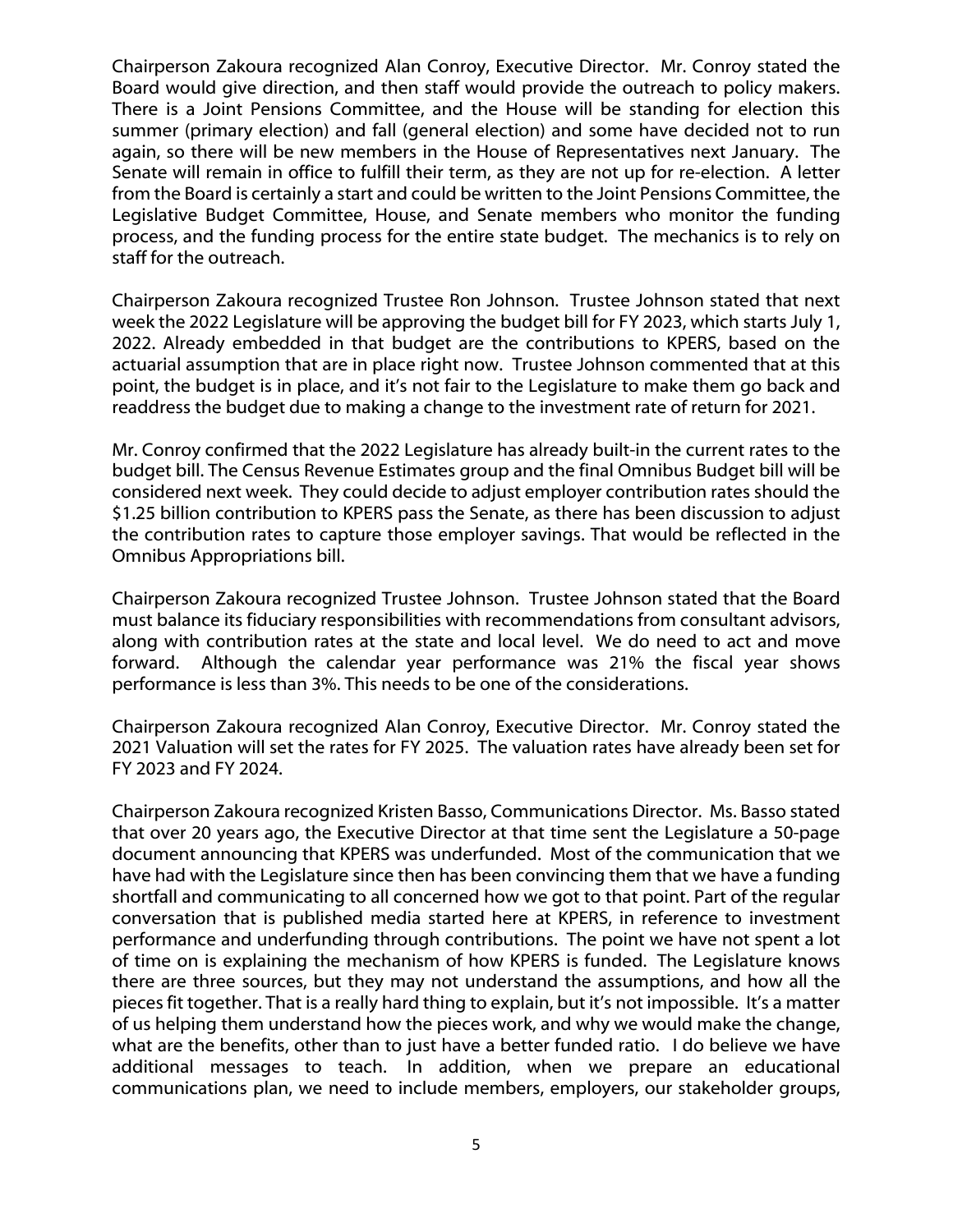Chairperson Zakoura recognized Alan Conroy, Executive Director. Mr. Conroy stated the Board would give direction, and then staff would provide the outreach to policy makers. There is a Joint Pensions Committee, and the House will be standing for election this summer (primary election) and fall (general election) and some have decided not to run again, so there will be new members in the House of Representatives next January. The Senate will remain in office to fulfill their term, as they are not up for re-election. A letter from the Board is certainly a start and could be written to the Joint Pensions Committee, the Legislative Budget Committee, House, and Senate members who monitor the funding process, and the funding process for the entire state budget. The mechanics is to rely on staff for the outreach.

Chairperson Zakoura recognized Trustee Ron Johnson. Trustee Johnson stated that next week the 2022 Legislature will be approving the budget bill for FY 2023, which starts July 1, 2022. Already embedded in that budget are the contributions to KPERS, based on the actuarial assumption that are in place right now. Trustee Johnson commented that at this point, the budget is in place, and it's not fair to the Legislature to make them go back and readdress the budget due to making a change to the investment rate of return for 2021.

Mr. Conroy confirmed that the 2022 Legislature has already built-in the current rates to the budget bill. The Census Revenue Estimates group and the final Omnibus Budget bill will be considered next week. They could decide to adjust employer contribution rates should the $1.25 billion contribution to KPERS pass the Senate, as there has been discussion to adjust the contribution rates to capture those employer savings. That would be reflected in the Omnibus Appropriations bill.

Chairperson Zakoura recognized Trustee Johnson. Trustee Johnson stated that the Board must balance its fiduciary responsibilities with recommendations from consultant advisors, along with contribution rates at the state and local level. We do need to act and move forward. Although the calendar year performance was 21% the fiscal year shows performance is less than 3%. This needs to be one of the considerations.

Chairperson Zakoura recognized Alan Conroy, Executive Director. Mr. Conroy stated the 2021 Valuation will set the rates for FY 2025. The valuation rates have already been set for FY 2023 and FY 2024.

Chairperson Zakoura recognized Kristen Basso, Communications Director. Ms. Basso stated that over 20 years ago, the Executive Director at that time sent the Legislature a 50-page document announcing that KPERS was underfunded. Most of the communication that we have had with the Legislature since then has been convincing them that we have a funding shortfall and communicating to all concerned how we got to that point. Part of the regular conversation that is published media started here at KPERS, in reference to investment performance and underfunding through contributions. The point we have not spent a lot of time on is explaining the mechanism of how KPERS is funded. The Legislature knows there are three sources, but they may not understand the assumptions, and how all the pieces fit together. That is a really hard thing to explain, but it's not impossible. It's a matter of us helping them understand how the pieces work, and why we would make the change, what are the benefits, other than to just have a better funded ratio. I do believe we have additional messages to teach. In addition, when we prepare an educational communications plan, we need to include members, employers, our stakeholder groups,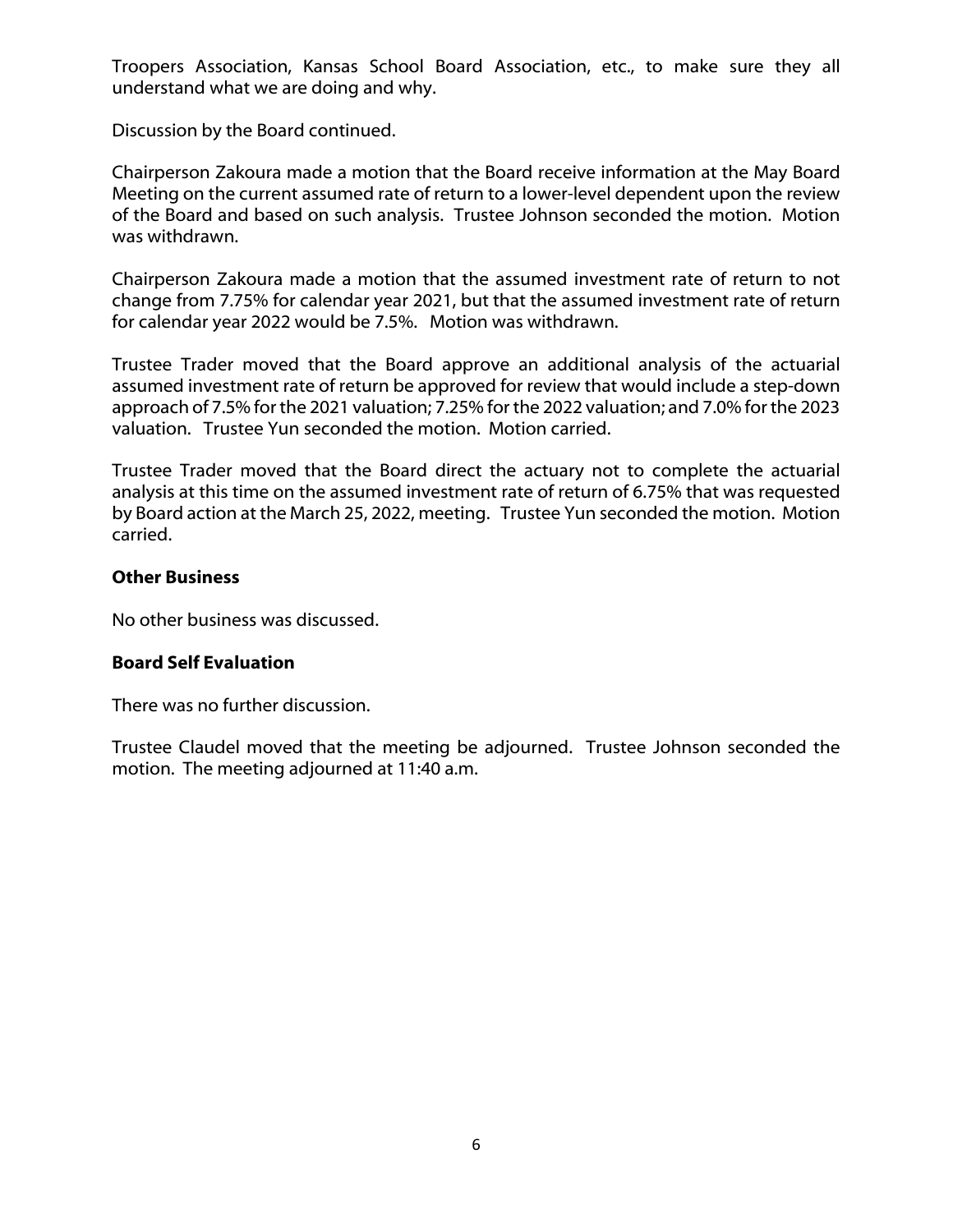Troopers Association, Kansas School Board Association, etc., to make sure they all understand what we are doing and why.

Discussion by the Board continued.

Chairperson Zakoura made a motion that the Board receive information at the May Board Meeting on the current assumed rate of return to a lower-level dependent upon the review of the Board and based on such analysis. Trustee Johnson seconded the motion. Motion was withdrawn.

Chairperson Zakoura made a motion that the assumed investment rate of return to not change from 7.75% for calendar year 2021, but that the assumed investment rate of return for calendar year 2022 would be 7.5%. Motion was withdrawn.

Trustee Trader moved that the Board approve an additional analysis of the actuarial assumed investment rate of return be approved for review that would include a step-down approach of 7.5% for the 2021 valuation; 7.25% for the 2022 valuation; and 7.0% for the 2023 valuation. Trustee Yun seconded the motion. Motion carried.

Trustee Trader moved that the Board direct the actuary not to complete the actuarial analysis at this time on the assumed investment rate of return of 6.75% that was requested by Board action at the March 25, 2022, meeting. Trustee Yun seconded the motion. Motion carried.

**Other Business**

No other business was discussed.

**Board Self Evaluation**

There was no further discussion.

Trustee Claudel moved that the meeting be adjourned. Trustee Johnson seconded the motion. The meeting adjourned at 11:40 a.m.